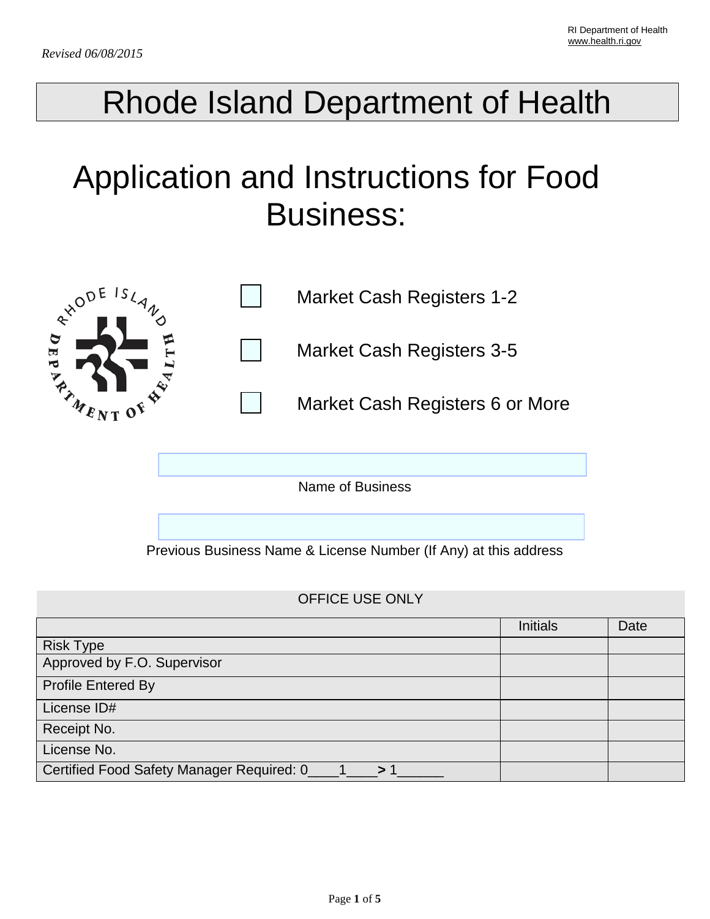RI Department of Health
www.health.ri.gov

*Revised 06/08/2015*

# Rhode Island Department of Health

# Application and Instructions for Food Business:

☐ Market Cash Registers 1-2

☐ Market Cash Registers 3-5

☐ Market Cash Registers 6 or More

______________________________
Name of Business

______________________________
Previous Business Name & License Number (If Any) at this address

| OFFICE USE ONLY | | |
|---|---|---|
| | Initials | Date |
| Risk Type | | |
| Approved by F.O. Supervisor | | |
| Profile Entered By | | |
| License ID# | | |
| Receipt No. | | |
| License No. | | |
| Certified Food Safety Manager Required: 0____1____> 1______ | | |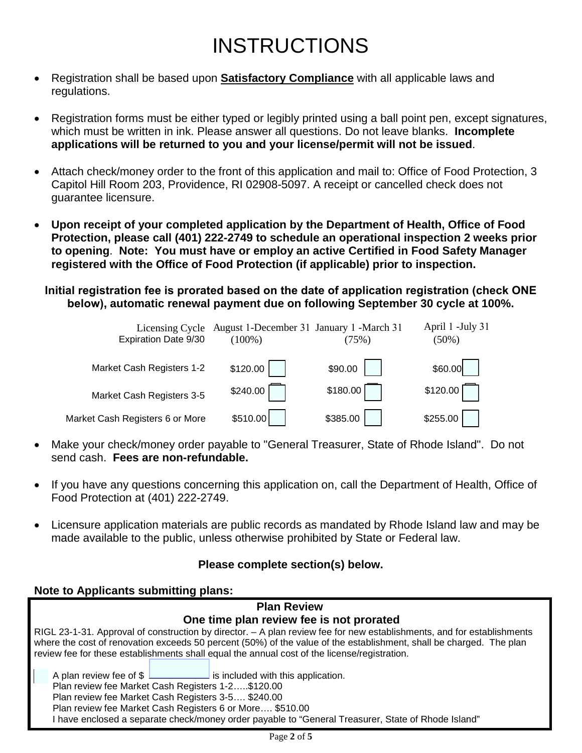# INSTRUCTIONS

- Registration shall be based upon **Satisfactory Compliance** with all applicable laws and regulations.
- Registration forms must be either typed or legibly printed using a ball point pen, except signatures, which must be written in ink. Please answer all questions. Do not leave blanks. **Incomplete applications will be returned to you and your license/permit will not be issued**.
- Attach check/money order to the front of this application and mail to: Office of Food Protection, 3 Capitol Hill Room 203, Providence, RI 02908-5097. A receipt or cancelled check does not guarantee licensure.
- **Upon receipt of your completed application by the Department of Health, Office of Food Protection, please call (401) 222-2749 to schedule an operational inspection 2 weeks prior to opening**. **Note: You must have or employ an active Certified in Food Safety Manager registered with the Office of Food Protection (if applicable) prior to inspection.**

**Initial registration fee is prorated based on the date of application registration (check ONE below), automatic renewal payment due on following September 30 cycle at 100%.**

| Licensing Cycle Expiration Date 9/30 | August 1-December 31 (100%) | January 1 -March 31 (75%) | April 1 -July 31 (50%) |
|---|---|---|---|
| Market Cash Registers 1-2 | $120.00 ☐ | $90.00 ☐ | $60.00 ☐ |
| Market Cash Registers 3-5 | $240.00 ☐ | $180.00 ☐ | $120.00 ☐ |
| Market Cash Registers 6 or More | $510.00 ☐ | $385.00 ☐ | $255.00 ☐ |

- Make your check/money order payable to "General Treasurer, State of Rhode Island". Do not send cash. **Fees are non-refundable.**
- If you have any questions concerning this application on, call the Department of Health, Office of Food Protection at (401) 222-2749.
- Licensure application materials are public records as mandated by Rhode Island law and may be made available to the public, unless otherwise prohibited by State or Federal law.

**Please complete section(s) below.**

**Note to Applicants submitting plans:**

**Plan Review**

**One time plan review fee is not prorated**

RIGL 23-1-31. Approval of construction by director. – A plan review fee for new establishments, and for establishments where the cost of renovation exceeds 50 percent (50%) of the value of the establishment, shall be charged. The plan review fee for these establishments shall equal the annual cost of the license/registration.

☐ A plan review fee of $ ________ is included with this application.
Plan review fee Market Cash Registers 1-2…..$120.00
Plan review fee Market Cash Registers 3-5…. $240.00
Plan review fee Market Cash Registers 6 or More…. $510.00
I have enclosed a separate check/money order payable to "General Treasurer, State of Rhode Island"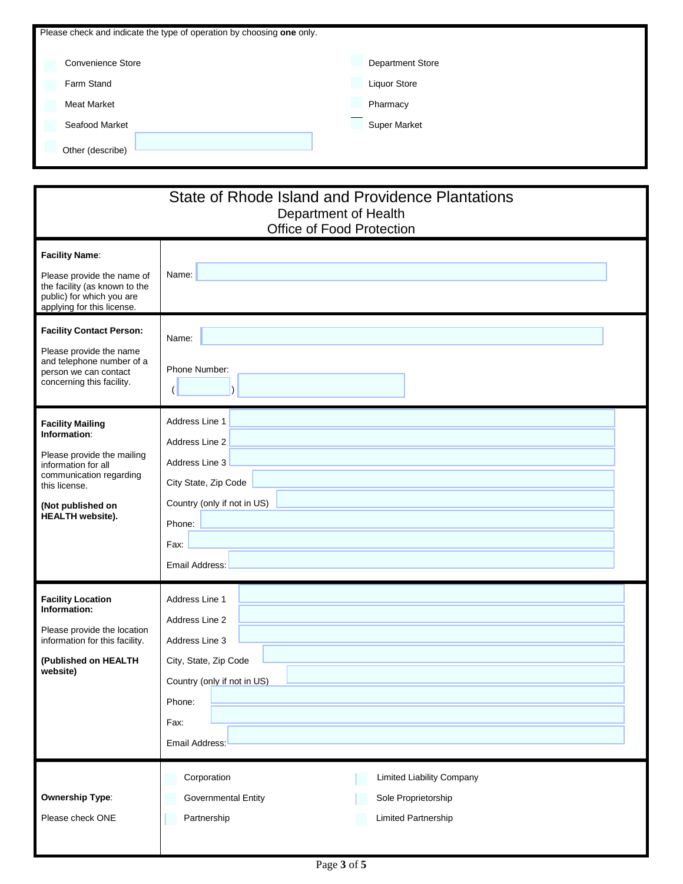Please check and indicate the type of operation by choosing **one** only.

| | |
|---|---|
| ☐ Convenience Store | ☐ Department Store |
| ☐ Farm Stand | ☐ Liquor Store |
| ☐ Meat Market | ☐ Pharmacy |
| ☐ Seafood Market | ☐ Super Market |
| ☐ Other (describe) ______ | |

# State of Rhode Island and Providence Plantations
## Department of Health
## Office of Food Protection

| | |
|---|---|
| **Facility Name**: <br><br> Please provide the name of the facility (as known to the public) for which you are applying for this license. | Name: ______ |
| **Facility Contact Person:** <br><br> Please provide the name and telephone number of a person we can contact concerning this facility. | Name: ______ <br><br> Phone Number: ( ______ ) ______ |
| **Facility Mailing Information**: <br><br> Please provide the mailing information for all communication regarding this license. <br><br> **(Not published on HEALTH website).** | Address Line 1 ______ <br> Address Line 2 ______ <br> Address Line 3 ______ <br> City State, Zip Code ______ <br> Country (only if not in US) ______ <br> Phone: ______ <br> Fax: ______ <br> Email Address: ______ |
| **Facility Location Information:** <br><br> Please provide the location information for this facility. <br><br> **(Published on HEALTH website)** | Address Line 1 ______ <br> Address Line 2 ______ <br> Address Line 3 ______ <br> City, State, Zip Code ______ <br> Country (only if not in US) ______ <br> Phone: ______ <br> Fax: ______ <br> Email Address: ______ |
| **Ownership Type**: <br><br> Please check ONE | ☐ Corporation &nbsp;&nbsp; ☐ Limited Liability Company <br> ☐ Governmental Entity &nbsp;&nbsp; ☐ Sole Proprietorship <br> ☐ Partnership &nbsp;&nbsp; ☐ Limited Partnership |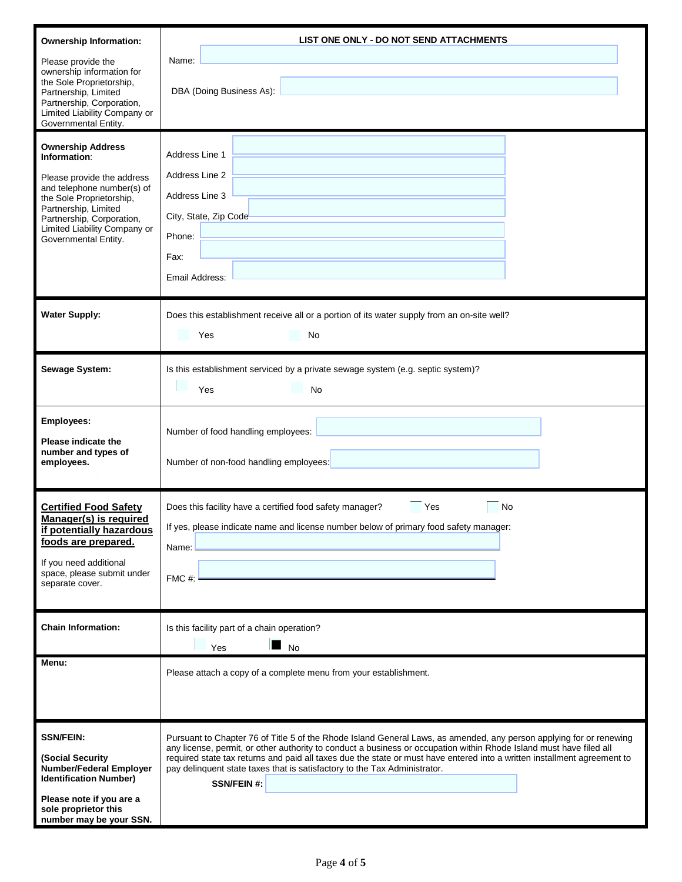| | |
|---|---|
| **Ownership Information:**<br><br>Please provide the ownership information for the Sole Proprietorship, Partnership, Limited Partnership, Corporation, Limited Liability Company or Governmental Entity. | **LIST ONE ONLY - DO NOT SEND ATTACHMENTS**<br><br>Name:<br><br>DBA (Doing Business As): |
| **Ownership Address Information**:<br><br>Please provide the address and telephone number(s) of the Sole Proprietorship, Partnership, Limited Partnership, Corporation, Limited Liability Company or Governmental Entity. | Address Line 1<br>Address Line 2<br>Address Line 3<br>City, State, Zip Code<br>Phone:<br>Fax:<br>Email Address: |
| **Water Supply:** | Does this establishment receive all or a portion of its water supply from an on-site well?<br><br>☐ Yes ☐ No |
| **Sewage System:** | Is this establishment serviced by a private sewage system (e.g. septic system)?<br><br>☐ Yes ☐ No |
| **Employees:**<br><br>**Please indicate the number and types of employees.** | Number of food handling employees:<br><br>Number of non-food handling employees: |
| **<u>Certified Food Safety Manager(s) is required if potentially hazardous foods are prepared.</u>**<br><br>If you need additional space, please submit under separate cover. | Does this facility have a certified food safety manager? ☐ Yes ☐ No<br><br>If yes, please indicate name and license number below of primary food safety manager:<br><br>Name:<br><br>FMC #: |
| **Chain Information:** | Is this facility part of a chain operation?<br><br>☐ Yes ■ No |
| **Menu:** | Please attach a copy of a complete menu from your establishment. |
| **SSN/FEIN:**<br><br>**(Social Security Number/Federal Employer Identification Number)**<br><br>**Please note if you are a sole proprietor this number may be your SSN.** | Pursuant to Chapter 76 of Title 5 of the Rhode Island General Laws, as amended, any person applying for or renewing any license, permit, or other authority to conduct a business or occupation within Rhode Island must have filed all required state tax returns and paid all taxes due the state or must have entered into a written installment agreement to pay delinquent state taxes that is satisfactory to the Tax Administrator.<br><br>**SSN/FEIN #:** |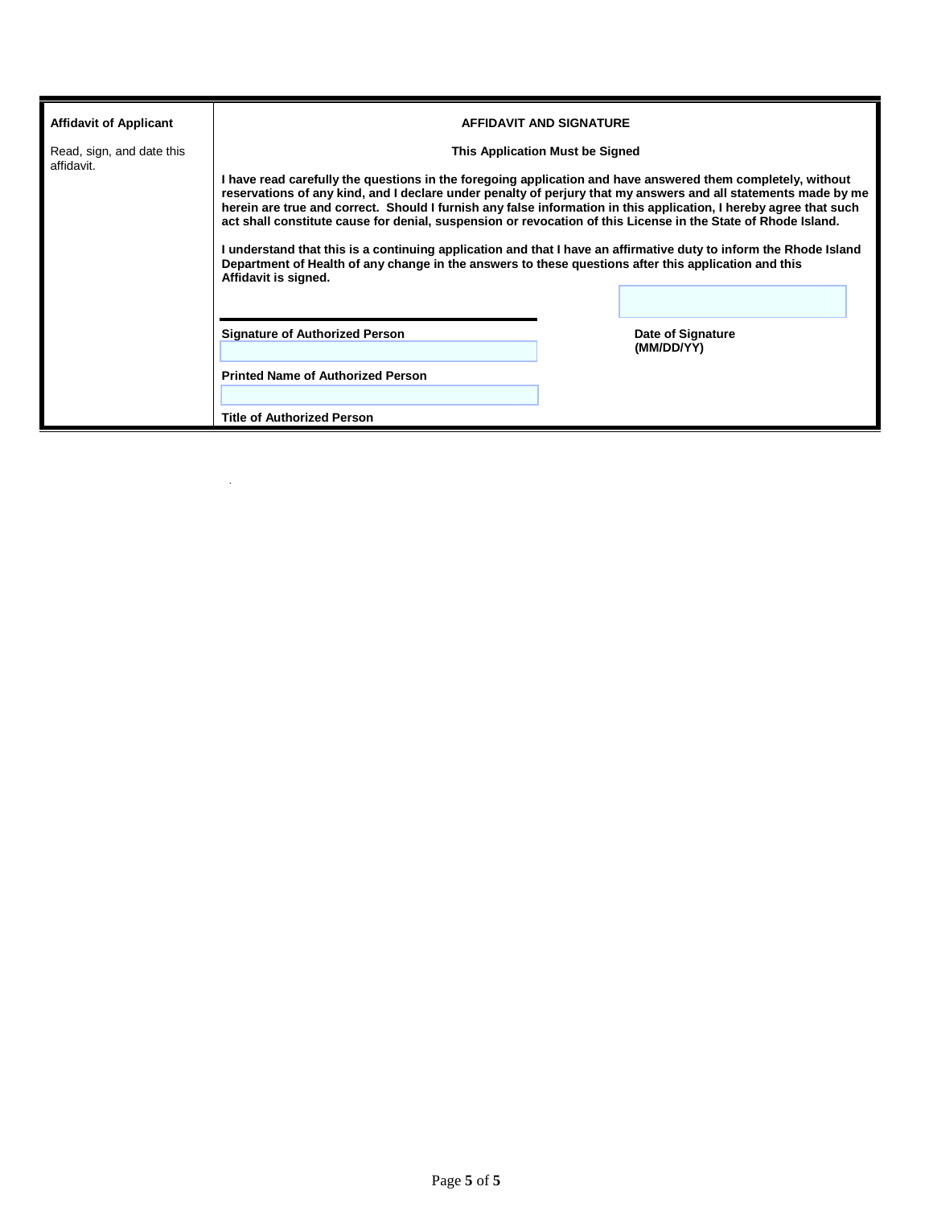| | |
|---|---|
| **Affidavit of Applicant**<br><br>Read, sign, and date this affidavit. | **AFFIDAVIT AND SIGNATURE**<br><br>**This Application Must be Signed**<br><br>**I have read carefully the questions in the foregoing application and have answered them completely, without reservations of any kind, and I declare under penalty of perjury that my answers and all statements made by me herein are true and correct. Should I furnish any false information in this application, I hereby agree that such act shall constitute cause for denial, suspension or revocation of this License in the State of Rhode Island.**<br><br>**I understand that this is a continuing application and that I have an affirmative duty to inform the Rhode Island Department of Health of any change in the answers to these questions after this application and this Affidavit is signed.**<br><br>**Signature of Authorized Person** **Date of Signature (MM/DD/YY)**<br><br>**Printed Name of Authorized Person**<br><br>**Title of Authorized Person** |